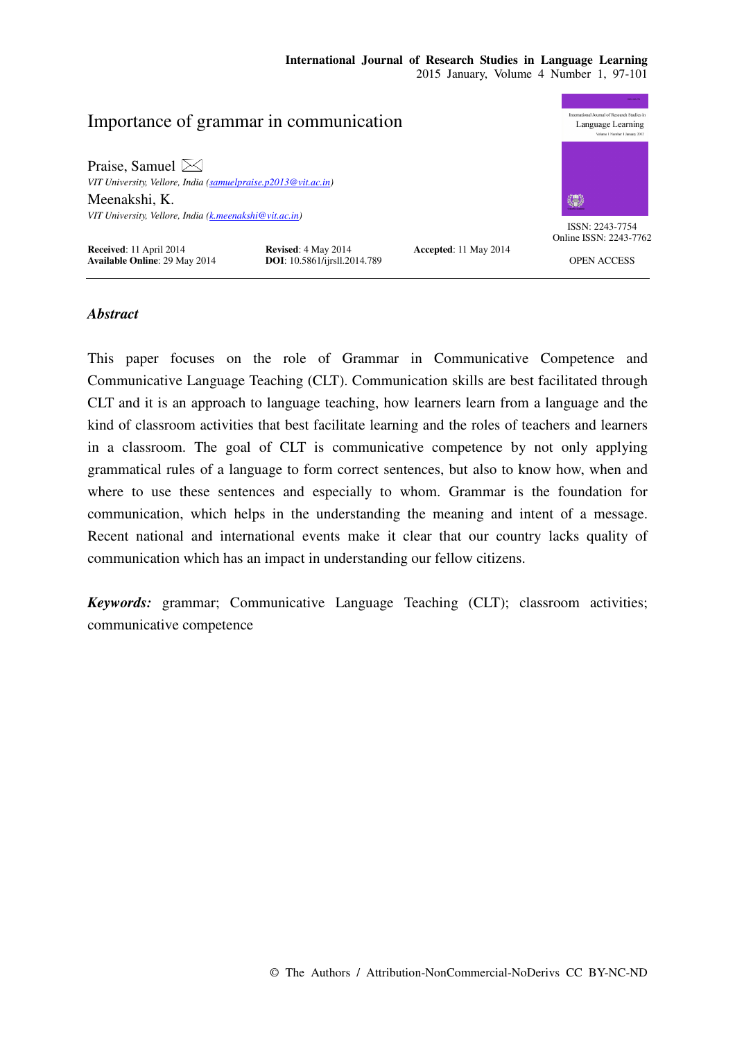# Importance of grammar in communication

**Praise, Samuel** ✉
*VIT University, Vellore, India (samuelpraise.p2013@vit.ac.in)*

**Meenakshi, K.**
*VIT University, Vellore, India (k.meenakshi@vit.ac.in)*

ISSN: 2243-7754
Online ISSN: 2243-7762

OPEN ACCESS

**Received**: 11 April 2014 **Revised**: 4 May 2014 **Accepted**: 11 May 2014
**Available Online**: 29 May 2014 **DOI**: 10.5861/ijrsll.2014.789

## *Abstract*

This paper focuses on the role of Grammar in Communicative Competence and Communicative Language Teaching (CLT). Communication skills are best facilitated through CLT and it is an approach to language teaching, how learners learn from a language and the kind of classroom activities that best facilitate learning and the roles of teachers and learners in a classroom. The goal of CLT is communicative competence by not only applying grammatical rules of a language to form correct sentences, but also to know how, when and where to use these sentences and especially to whom. Grammar is the foundation for communication, which helps in the understanding the meaning and intent of a message. Recent national and international events make it clear that our country lacks quality of communication which has an impact in understanding our fellow citizens.

***Keywords:*** grammar; Communicative Language Teaching (CLT); classroom activities; communicative competence

© The Authors / Attribution-NonCommercial-NoDerivs CC BY-NC-ND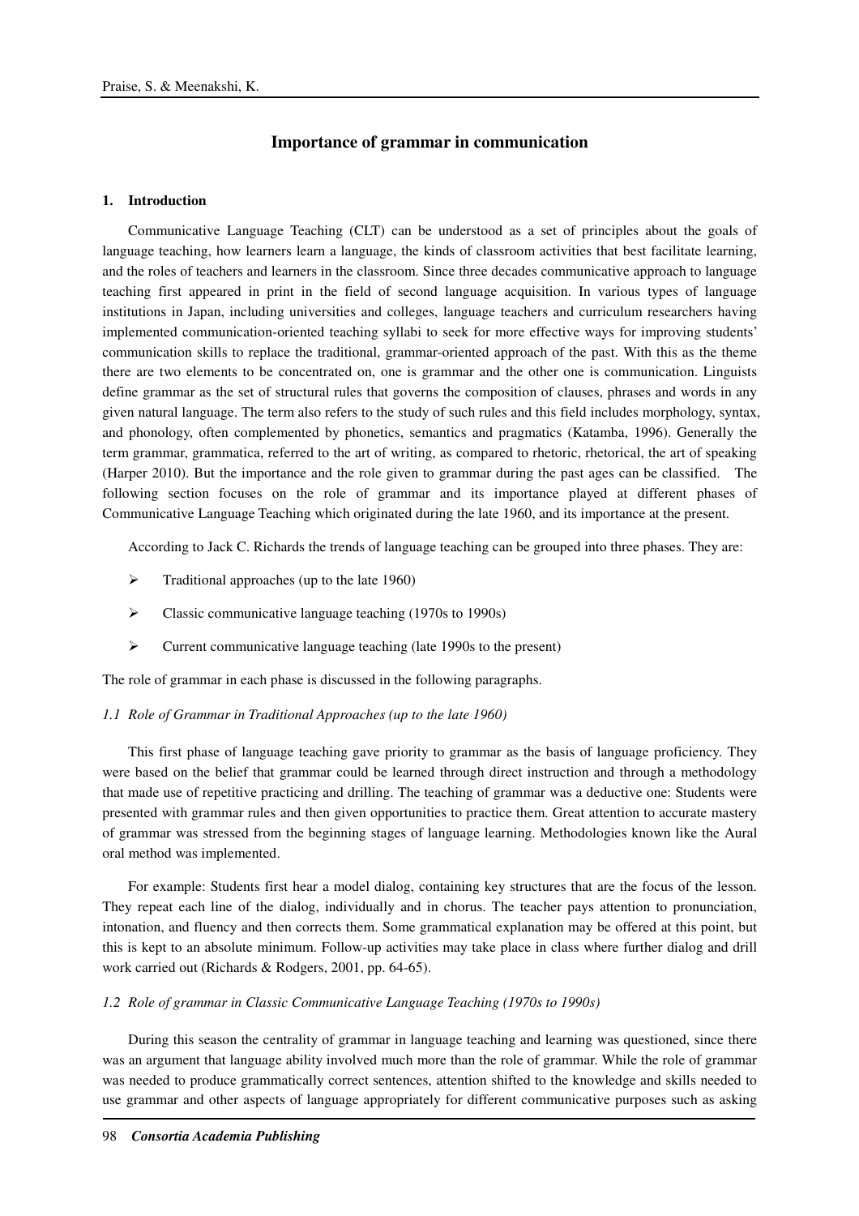## Importance of grammar in communication

### 1. Introduction

Communicative Language Teaching (CLT) can be understood as a set of principles about the goals of language teaching, how learners learn a language, the kinds of classroom activities that best facilitate learning, and the roles of teachers and learners in the classroom. Since three decades communicative approach to language teaching first appeared in print in the field of second language acquisition. In various types of language institutions in Japan, including universities and colleges, language teachers and curriculum researchers having implemented communication-oriented teaching syllabi to seek for more effective ways for improving students' communication skills to replace the traditional, grammar-oriented approach of the past. With this as the theme there are two elements to be concentrated on, one is grammar and the other one is communication. Linguists define grammar as the set of structural rules that governs the composition of clauses, phrases and words in any given natural language. The term also refers to the study of such rules and this field includes morphology, syntax, and phonology, often complemented by phonetics, semantics and pragmatics (Katamba, 1996). Generally the term grammar, grammatica, referred to the art of writing, as compared to rhetoric, rhetorical, the art of speaking (Harper 2010). But the importance and the role given to grammar during the past ages can be classified. The following section focuses on the role of grammar and its importance played at different phases of Communicative Language Teaching which originated during the late 1960, and its importance at the present.

According to Jack C. Richards the trends of language teaching can be grouped into three phases. They are:

- Traditional approaches (up to the late 1960)
- Classic communicative language teaching (1970s to 1990s)
- Current communicative language teaching (late 1990s to the present)

The role of grammar in each phase is discussed in the following paragraphs.

#### *1.1 Role of Grammar in Traditional Approaches (up to the late 1960)*

This first phase of language teaching gave priority to grammar as the basis of language proficiency. They were based on the belief that grammar could be learned through direct instruction and through a methodology that made use of repetitive practicing and drilling. The teaching of grammar was a deductive one: Students were presented with grammar rules and then given opportunities to practice them. Great attention to accurate mastery of grammar was stressed from the beginning stages of language learning. Methodologies known like the Aural oral method was implemented.

For example: Students first hear a model dialog, containing key structures that are the focus of the lesson. They repeat each line of the dialog, individually and in chorus. The teacher pays attention to pronunciation, intonation, and fluency and then corrects them. Some grammatical explanation may be offered at this point, but this is kept to an absolute minimum. Follow-up activities may take place in class where further dialog and drill work carried out (Richards & Rodgers, 2001, pp. 64-65).

#### *1.2 Role of grammar in Classic Communicative Language Teaching (1970s to 1990s)*

During this season the centrality of grammar in language teaching and learning was questioned, since there was an argument that language ability involved much more than the role of grammar. While the role of grammar was needed to produce grammatically correct sentences, attention shifted to the knowledge and skills needed to use grammar and other aspects of language appropriately for different communicative purposes such as asking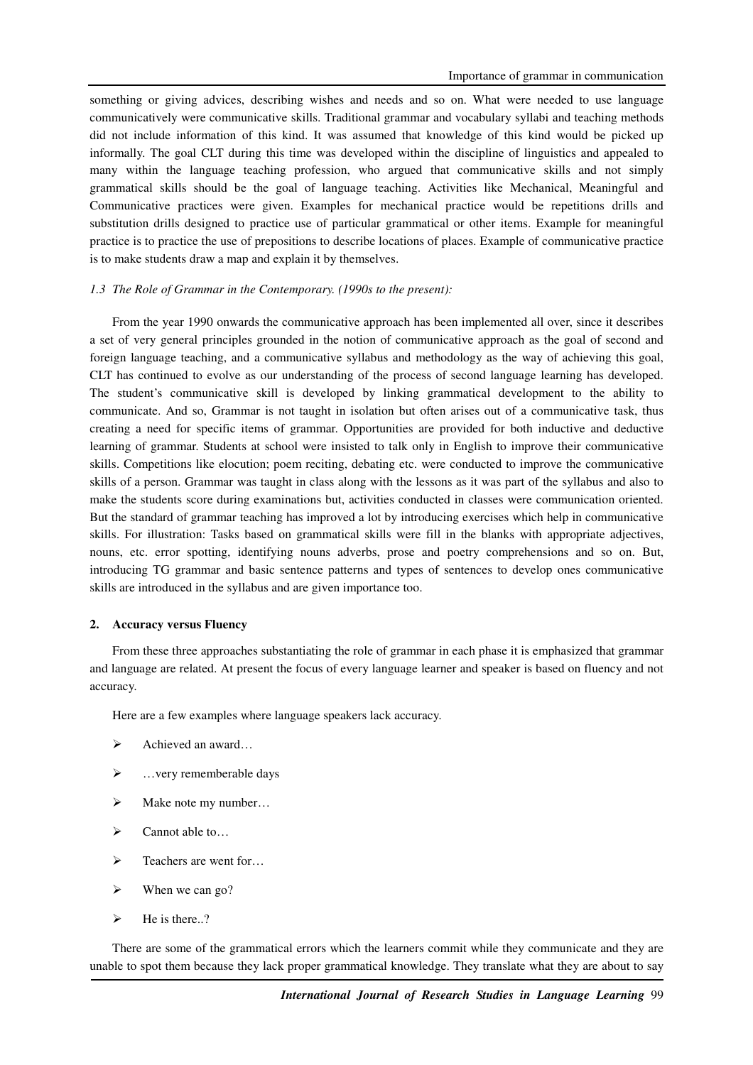something or giving advices, describing wishes and needs and so on. What were needed to use language communicatively were communicative skills. Traditional grammar and vocabulary syllabi and teaching methods did not include information of this kind. It was assumed that knowledge of this kind would be picked up informally. The goal CLT during this time was developed within the discipline of linguistics and appealed to many within the language teaching profession, who argued that communicative skills and not simply grammatical skills should be the goal of language teaching. Activities like Mechanical, Meaningful and Communicative practices were given. Examples for mechanical practice would be repetitions drills and substitution drills designed to practice use of particular grammatical or other items. Example for meaningful practice is to practice the use of prepositions to describe locations of places. Example of communicative practice is to make students draw a map and explain it by themselves.

### *1.3 The Role of Grammar in the Contemporary. (1990s to the present):*

From the year 1990 onwards the communicative approach has been implemented all over, since it describes a set of very general principles grounded in the notion of communicative approach as the goal of second and foreign language teaching, and a communicative syllabus and methodology as the way of achieving this goal, CLT has continued to evolve as our understanding of the process of second language learning has developed. The student's communicative skill is developed by linking grammatical development to the ability to communicate. And so, Grammar is not taught in isolation but often arises out of a communicative task, thus creating a need for specific items of grammar. Opportunities are provided for both inductive and deductive learning of grammar. Students at school were insisted to talk only in English to improve their communicative skills. Competitions like elocution; poem reciting, debating etc. were conducted to improve the communicative skills of a person. Grammar was taught in class along with the lessons as it was part of the syllabus and also to make the students score during examinations but, activities conducted in classes were communication oriented. But the standard of grammar teaching has improved a lot by introducing exercises which help in communicative skills. For illustration: Tasks based on grammatical skills were fill in the blanks with appropriate adjectives, nouns, etc. error spotting, identifying nouns adverbs, prose and poetry comprehensions and so on. But, introducing TG grammar and basic sentence patterns and types of sentences to develop ones communicative skills are introduced in the syllabus and are given importance too.

## 2. Accuracy versus Fluency

From these three approaches substantiating the role of grammar in each phase it is emphasized that grammar and language are related. At present the focus of every language learner and speaker is based on fluency and not accuracy.

Here are a few examples where language speakers lack accuracy.

- Achieved an award…
- …very rememberable days
- Make note my number…
- Cannot able to…
- Teachers are went for…
- When we can go?
- He is there..?

There are some of the grammatical errors which the learners commit while they communicate and they are unable to spot them because they lack proper grammatical knowledge. They translate what they are about to say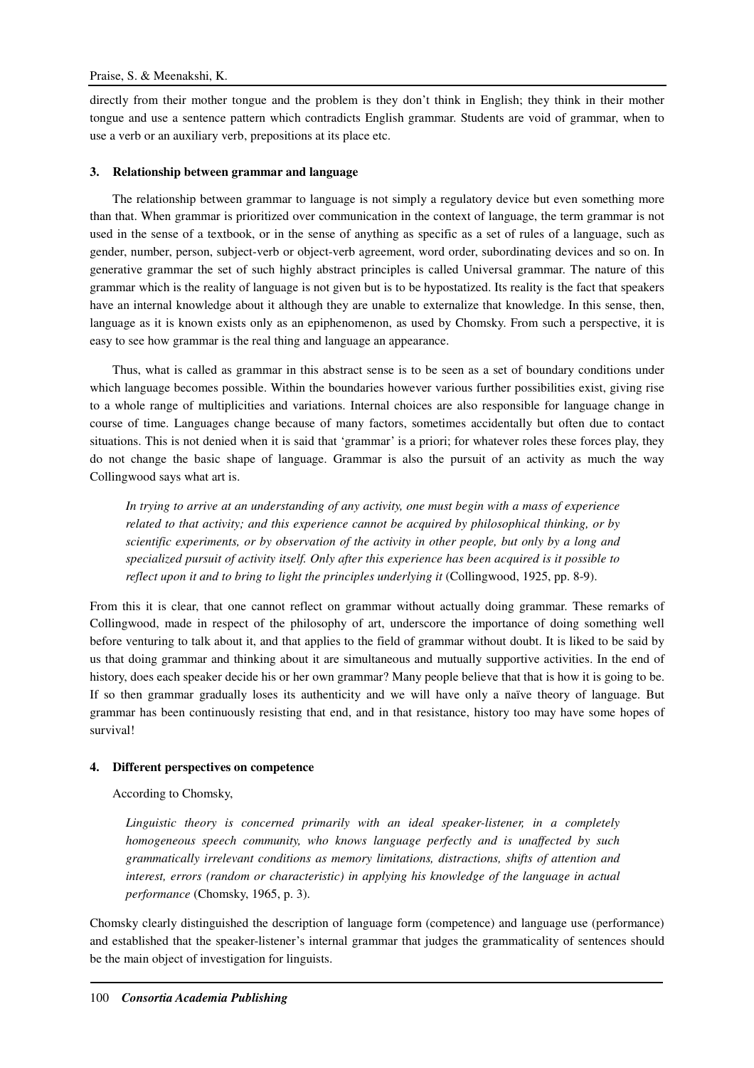directly from their mother tongue and the problem is they don't think in English; they think in their mother tongue and use a sentence pattern which contradicts English grammar. Students are void of grammar, when to use a verb or an auxiliary verb, prepositions at its place etc.

### 3. Relationship between grammar and language

The relationship between grammar to language is not simply a regulatory device but even something more than that. When grammar is prioritized over communication in the context of language, the term grammar is not used in the sense of a textbook, or in the sense of anything as specific as a set of rules of a language, such as gender, number, person, subject-verb or object-verb agreement, word order, subordinating devices and so on. In generative grammar the set of such highly abstract principles is called Universal grammar. The nature of this grammar which is the reality of language is not given but is to be hypostatized. Its reality is the fact that speakers have an internal knowledge about it although they are unable to externalize that knowledge. In this sense, then, language as it is known exists only as an epiphenomenon, as used by Chomsky. From such a perspective, it is easy to see how grammar is the real thing and language an appearance.

Thus, what is called as grammar in this abstract sense is to be seen as a set of boundary conditions under which language becomes possible. Within the boundaries however various further possibilities exist, giving rise to a whole range of multiplicities and variations. Internal choices are also responsible for language change in course of time. Languages change because of many factors, sometimes accidentally but often due to contact situations. This is not denied when it is said that 'grammar' is a priori; for whatever roles these forces play, they do not change the basic shape of language. Grammar is also the pursuit of an activity as much the way Collingwood says what art is.

> *In trying to arrive at an understanding of any activity, one must begin with a mass of experience related to that activity; and this experience cannot be acquired by philosophical thinking, or by scientific experiments, or by observation of the activity in other people, but only by a long and specialized pursuit of activity itself. Only after this experience has been acquired is it possible to reflect upon it and to bring to light the principles underlying it* (Collingwood, 1925, pp. 8-9).

From this it is clear, that one cannot reflect on grammar without actually doing grammar. These remarks of Collingwood, made in respect of the philosophy of art, underscore the importance of doing something well before venturing to talk about it, and that applies to the field of grammar without doubt. It is liked to be said by us that doing grammar and thinking about it are simultaneous and mutually supportive activities. In the end of history, does each speaker decide his or her own grammar? Many people believe that that is how it is going to be. If so then grammar gradually loses its authenticity and we will have only a naïve theory of language. But grammar has been continuously resisting that end, and in that resistance, history too may have some hopes of survival!

### 4. Different perspectives on competence

According to Chomsky,

> *Linguistic theory is concerned primarily with an ideal speaker-listener, in a completely homogeneous speech community, who knows language perfectly and is unaffected by such grammatically irrelevant conditions as memory limitations, distractions, shifts of attention and interest, errors (random or characteristic) in applying his knowledge of the language in actual performance* (Chomsky, 1965, p. 3).

Chomsky clearly distinguished the description of language form (competence) and language use (performance) and established that the speaker-listener's internal grammar that judges the grammaticality of sentences should be the main object of investigation for linguists.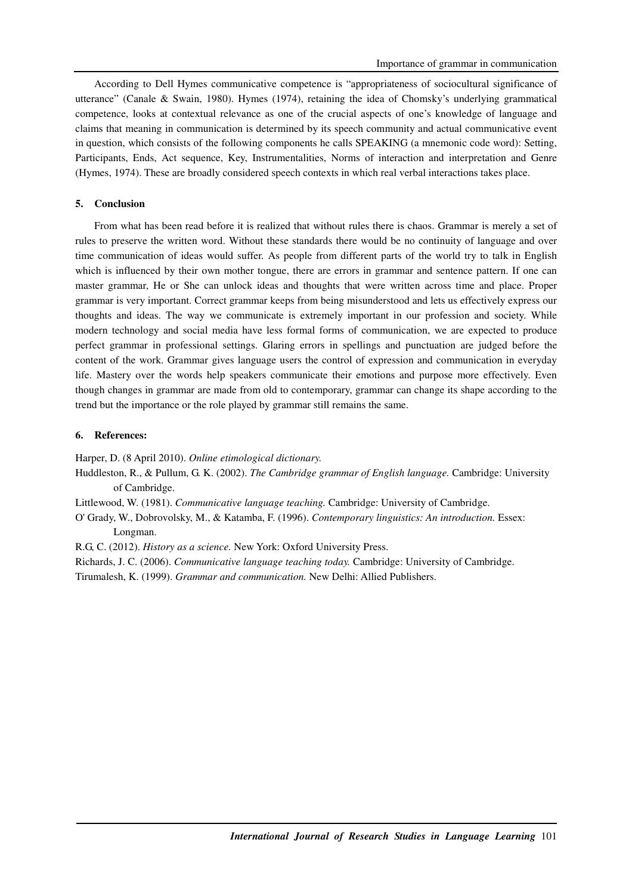According to Dell Hymes communicative competence is "appropriateness of sociocultural significance of utterance" (Canale & Swain, 1980). Hymes (1974), retaining the idea of Chomsky's underlying grammatical competence, looks at contextual relevance as one of the crucial aspects of one's knowledge of language and claims that meaning in communication is determined by its speech community and actual communicative event in question, which consists of the following components he calls SPEAKING (a mnemonic code word): Setting, Participants, Ends, Act sequence, Key, Instrumentalities, Norms of interaction and interpretation and Genre (Hymes, 1974). These are broadly considered speech contexts in which real verbal interactions takes place.

## 5. Conclusion

From what has been read before it is realized that without rules there is chaos. Grammar is merely a set of rules to preserve the written word. Without these standards there would be no continuity of language and over time communication of ideas would suffer. As people from different parts of the world try to talk in English which is influenced by their own mother tongue, there are errors in grammar and sentence pattern. If one can master grammar, He or She can unlock ideas and thoughts that were written across time and place. Proper grammar is very important. Correct grammar keeps from being misunderstood and lets us effectively express our thoughts and ideas. The way we communicate is extremely important in our profession and society. While modern technology and social media have less formal forms of communication, we are expected to produce perfect grammar in professional settings. Glaring errors in spellings and punctuation are judged before the content of the work. Grammar gives language users the control of expression and communication in everyday life. Mastery over the words help speakers communicate their emotions and purpose more effectively. Even though changes in grammar are made from old to contemporary, grammar can change its shape according to the trend but the importance or the role played by grammar still remains the same.

## 6. References:

Harper, D. (8 April 2010). *Online etimological dictionary.*

Huddleston, R., & Pullum, G. K. (2002). *The Cambridge grammar of English language.* Cambridge: University of Cambridge.

Littlewood, W. (1981). *Communicative language teaching.* Cambridge: University of Cambridge.

O' Grady, W., Dobrovolsky, M., & Katamba, F. (1996). *Contemporary linguistics: An introduction.* Essex: Longman.

R.G, C. (2012). *History as a science.* New York: Oxford University Press.

Richards, J. C. (2006). *Communicative language teaching today.* Cambridge: University of Cambridge.

Tirumalesh, K. (1999). *Grammar and communication.* New Delhi: Allied Publishers.